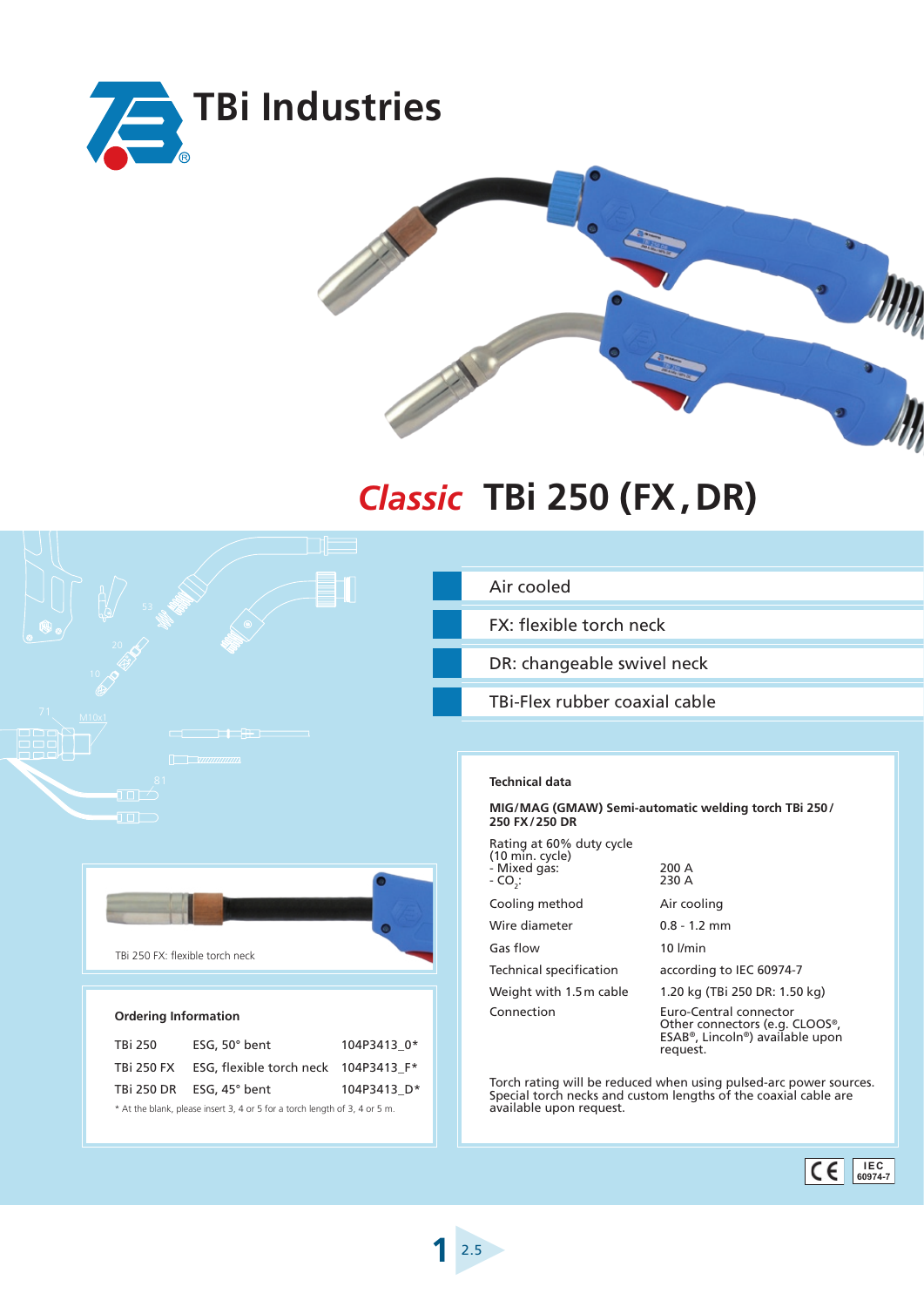# TBi Industries

## *Classic* TBi 250 (FX, DR)

- Air cooled
- FX: flexible torch neck
- DR: changeable swivel neck
- TBi-Flex rubber coaxial cable

TBi 250 FX: flexible torch neck

### Ordering Information

| | | |
|---|---|---|
| TBi 250 | ESG, 50° bent | 104P3413_0* |
| TBi 250 FX | ESG, flexible torch neck | 104P3413_F* |
| TBi 250 DR | ESG, 45° bent | 104P3413_D* |

* At the blank, please insert 3, 4 or 5 for a torch length of 3, 4 or 5 m.

### Technical data

**MIG/MAG (GMAW) Semi-automatic welding torch TBi 250 / 250 FX / 250 DR**

| | |
|---|---|
| Rating at 60% duty cycle (10 min. cycle)<br>- Mixed gas:<br>- $CO_2$: | <br><br>200 A<br>230 A |
| Cooling method | Air cooling |
| Wire diameter | 0.8 - 1.2 mm |
| Gas flow | 10 l/min |
| Technical specification | according to IEC 60974-7 |
| Weight with 1.5 m cable | 1.20 kg (TBi 250 DR: 1.50 kg) |
| Connection | Euro-Central connector<br>Other connectors (e.g. CLOOS®, ESAB®, Lincoln®) available upon request. |

Torch rating will be reduced when using pulsed-arc power sources. Special torch necks and custom lengths of the coaxial cable are available upon request.

CE IEC 60974-7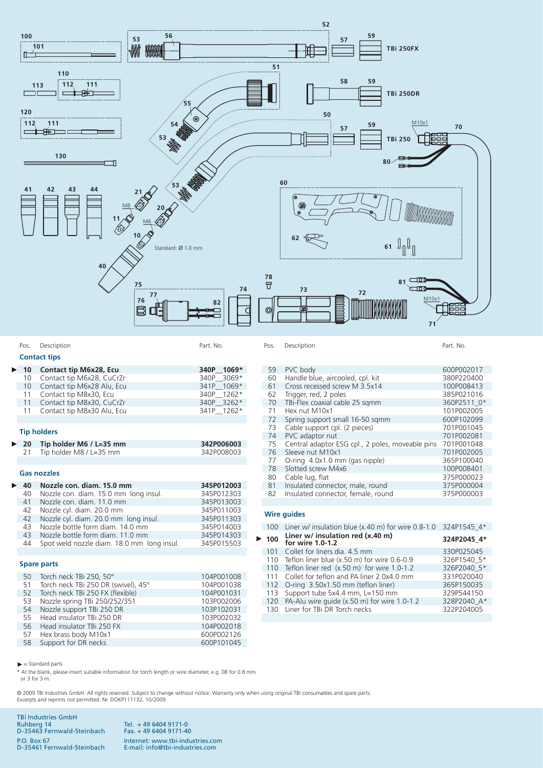100
101
53
56
52
57
59
TBi 250FX
110
113
112
111
51
58
59
TBi 250DR
120
112
111
55
54
53
50
57
59
M10x1
TBi 250
70
130
80
41
42
43
44
21
M8
20
11
M6
10
Standard: Ø 1.0 mm
53
60
62
61
40
78
81
75
77
76
82
74
73
72
M10x1
71

| Pos. | Description | Part. No. |
|---|---|---|
| | **Contact tips** | |
| ▶ **10** | **Contact tip M6x28, Ecu** | **340P__1069*** |
| 10 | Contact tip M6x28, CuCrZr | 340P__3069* |
| 10 | Contact tip M6x28 Alu, Ecu | 341P__1069* |
| 11 | Contact tip M8x30, Ecu | 340P__1262* |
| 11 | Contact tip M8x30, CuCrZr | 340P__3262* |
| 11 | Contact tip M8x30 Alu, Ecu | 341P__1262* |
| | **Tip holders** | |
| ▶ **20** | **Tip holder M6 / L=35 mm** | **342P006003** |
| 21 | Tip holder M8 / L=35 mm | 342P008003 |
| | **Gas nozzles** | |
| ▶ **40** | **Nozzle con. diam. 15.0 mm** | **345P012003** |
| 40 | Nozzle con. diam. 15.0 mm long insul. | 345P012303 |
| 41 | Nozzle con. diam. 11.0 mm | 345P013003 |
| 42 | Nozzle cyl. diam. 20.0 mm | 345P011003 |
| 42 | Nozzle cyl. diam. 20.0 mm long insul. | 345P011303 |
| 43 | Nozzle bottle form diam. 14.0 mm | 345P014003 |
| 43 | Nozzle bottle form diam. 11.0 mm | 345P014303 |
| 44 | Spot weld nozzle diam. 18.0 mm long insul. | 345P015503 |
| | **Spare parts** | |
| 50 | Torch neck TBi 250, 50° | 104P001008 |
| 51 | Torch neck TBi 250 DR (swivel), 45° | 104P001038 |
| 52 | Torch neck TBi 250 FX (flexible) | 104P001031 |
| 53 | Nozzle spring TBi 250/252/351 | 103P002006 |
| 54 | Nozzle support TBi 250 DR | 103P102031 |
| 55 | Head insulator TBi 250 DR | 103P002032 |
| 56 | Head insulator TBi 250 FX | 104P002018 |
| 57 | Hex brass body M10x1 | 600P002126 |
| 58 | Support for DR necks | 600P101045 |

| Pos. | Description | Part. No. |
|---|---|---|
| 59 | PVC body | 600P002017 |
| 60 | Handle blue, aircooled, cpl. kit | 380P220400 |
| 61 | Cross recessed screw M 3.5x14 | 100P008413 |
| 62 | Trigger, red, 2 poles | 385P021016 |
| 70 | TBi-Flex coaxial cable 25 sqmm | 360P2511_0* |
| 71 | Hex nut M10x1 | 101P002005 |
| 72 | Spring support small 16-50 sqmm | 600P102099 |
| 73 | Cable support cpl. (2 pieces) | 701P001045 |
| 74 | PVC adaptor nut | 701P002081 |
| 75 | Central adaptor ESG cpl., 2 poles, moveable pins | 701P001048 |
| 76 | Sleeve nut M10x1 | 701P002005 |
| 77 | O-ring 4.0x1.0 mm (gas nipple) | 365P100040 |
| 78 | Slotted screw M4x6 | 100P008401 |
| 80 | Cable lug, flat | 375P000023 |
| 81 | Insulated connector, male, round | 375P000004 |
| 82 | Insulated connector, female, round | 375P000003 |
| | **Wire guides** | |
| 100 | Liner w/ insulation blue (x.40 m) for wire 0.8-1.0 | 324P1545_4* |
| ▶ **100** | **Liner w/ insulation red (x.40 m) for wire 1.0-1.2** | **324P2045_4*** |
| 101 | Collet for liners dia. 4.5 mm | 330P025045 |
| 110 | Teflon liner blue (x.50 m) for wire 0.6-0.9 | 326P1540_5* |
| 110 | Teflon liner red (x.50 m) for wire 1.0-1.2 | 326P2040_5* |
| 111 | Collet for teflon and PA liner 2.0x4.0 mm | 331P020040 |
| 112 | O-ring 3.50x1.50 mm (teflon liner) | 365P150035 |
| 113 | Support tube 5x4.4 mm, L=150 mm | 329P544150 |
| 120 | PA-Alu wire guide (x.50 m) for wire 1.0-1.2 | 328P2040_A* |
| 130 | Liner for TBi DR Torch necks | 322P204005 |

▶ = Standard parts

* At the blank, please insert suitable information for torch length or wire diameter, e.g. 08 for 0.8 mm or 3 for 3 m.

© 2009 TBi Industries GmbH. All rights reserved. Subject to change without notice. Warranty only when using original TBi consumables and spare parts. Excerpts and reprints not permitted. Nr. DOKP111132, 10/2009.

TBi Industries GmbH
Ruhberg 14
D-35463 Fernwald-Steinbach
P.O. Box 67
D-35461 Fernwald-Steinbach

Tel. + 49 6404 9171-0
Fax. + 49 6404 9171-40
Internet: www.tbi-industries.com
E-mail: info@tbi-industries.com